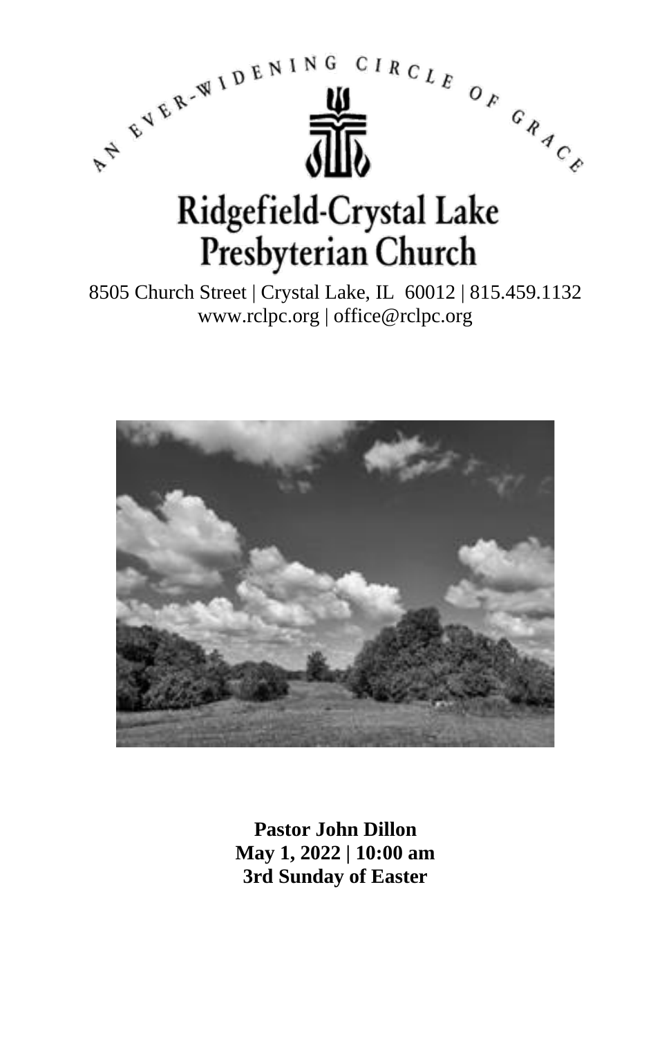AN EVER-WIDENING CIRCLE OF GRACE

# Ridgefield-Crystal Lake Presbyterian Church

8505 Church Street | Crystal Lake, IL 60012 | 815.459.1132
www.rclpc.org | office@rclpc.org

**Pastor John Dillon**
**May 1, 2022 | 10:00 am**
**3rd Sunday of Easter**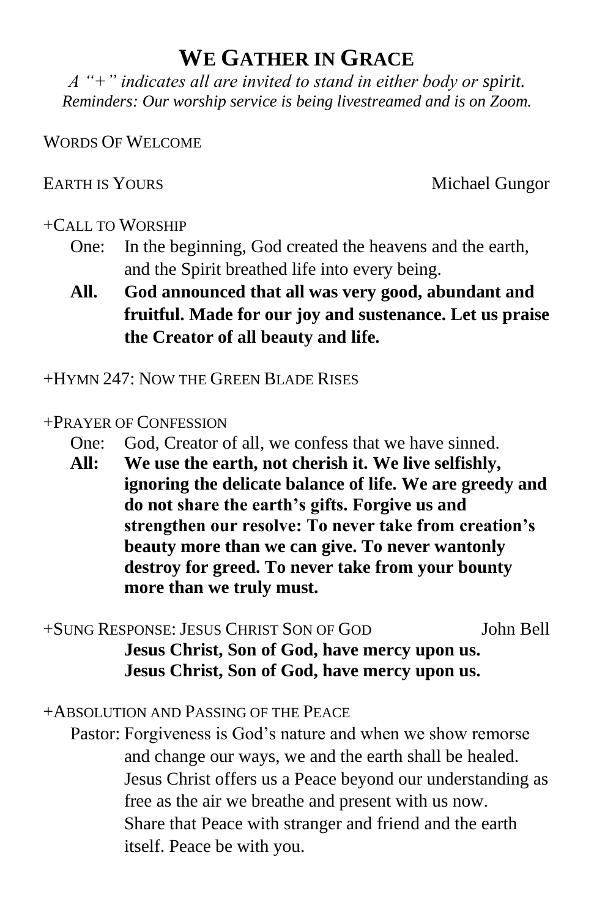# WE GATHER IN GRACE

*A "+" indicates all are invited to stand in either body or spirit.*
*Reminders: Our worship service is being livestreamed and is on Zoom.*

WORDS OF WELCOME

EARTH IS YOURS — Michael Gungor

+CALL TO WORSHIP

One: In the beginning, God created the heavens and the earth, and the Spirit breathed life into every being.

**All. God announced that all was very good, abundant and fruitful. Made for our joy and sustenance. Let us praise the Creator of all beauty and life.**

+HYMN 247: NOW THE GREEN BLADE RISES

+PRAYER OF CONFESSION

One: God, Creator of all, we confess that we have sinned.

**All: We use the earth, not cherish it. We live selfishly, ignoring the delicate balance of life. We are greedy and do not share the earth's gifts. Forgive us and strengthen our resolve: To never take from creation's beauty more than we can give. To never wantonly destroy for greed. To never take from your bounty more than we truly must.**

+SUNG RESPONSE: JESUS CHRIST SON OF GOD — John Bell

**Jesus Christ, Son of God, have mercy upon us.**
**Jesus Christ, Son of God, have mercy upon us.**

+ABSOLUTION AND PASSING OF THE PEACE

Pastor: Forgiveness is God's nature and when we show remorse and change our ways, we and the earth shall be healed. Jesus Christ offers us a Peace beyond our understanding as free as the air we breathe and present with us now. Share that Peace with stranger and friend and the earth itself. Peace be with you.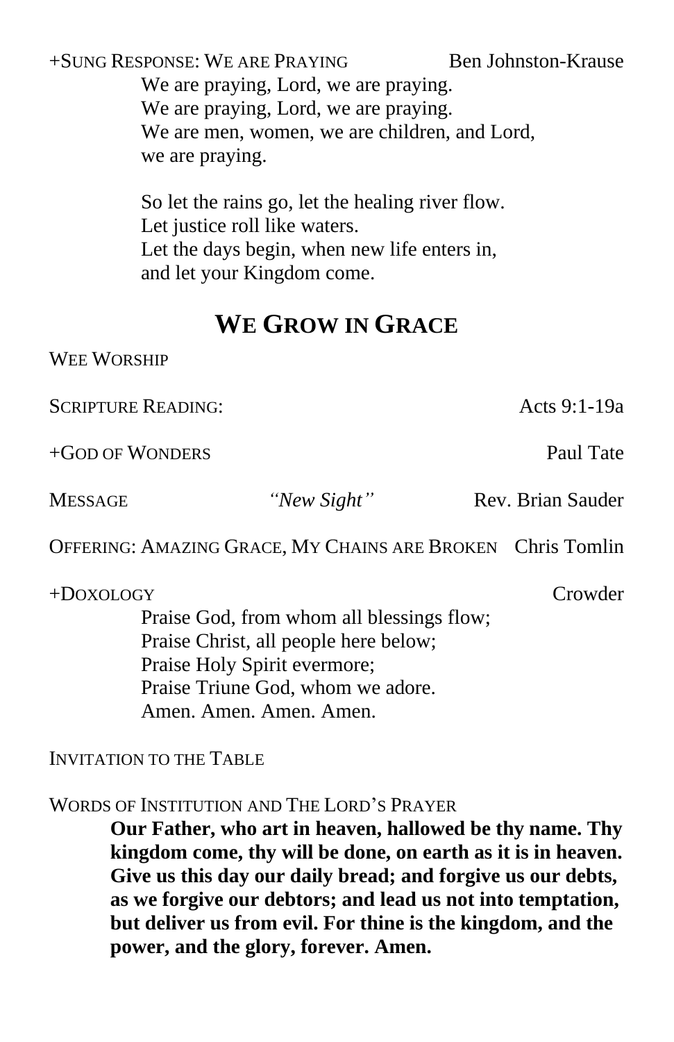+SUNG RESPONSE: WE ARE PRAYING — Ben Johnston-Krause

We are praying, Lord, we are praying.
We are praying, Lord, we are praying.
We are men, women, we are children, and Lord,
we are praying.

So let the rains go, let the healing river flow.
Let justice roll like waters.
Let the days begin, when new life enters in,
and let your Kingdom come.

## WE GROW IN GRACE

WEE WORSHIP

SCRIPTURE READING: — Acts 9:1-19a

+GOD OF WONDERS — Paul Tate

MESSAGE — *"New Sight"* — Rev. Brian Sauder

OFFERING: AMAZING GRACE, MY CHAINS ARE BROKEN — Chris Tomlin

+DOXOLOGY — Crowder

Praise God, from whom all blessings flow;
Praise Christ, all people here below;
Praise Holy Spirit evermore;
Praise Triune God, whom we adore.
Amen. Amen. Amen. Amen.

INVITATION TO THE TABLE

WORDS OF INSTITUTION AND THE LORD'S PRAYER

**Our Father, who art in heaven, hallowed be thy name. Thy kingdom come, thy will be done, on earth as it is in heaven. Give us this day our daily bread; and forgive us our debts, as we forgive our debtors; and lead us not into temptation, but deliver us from evil. For thine is the kingdom, and the power, and the glory, forever. Amen.**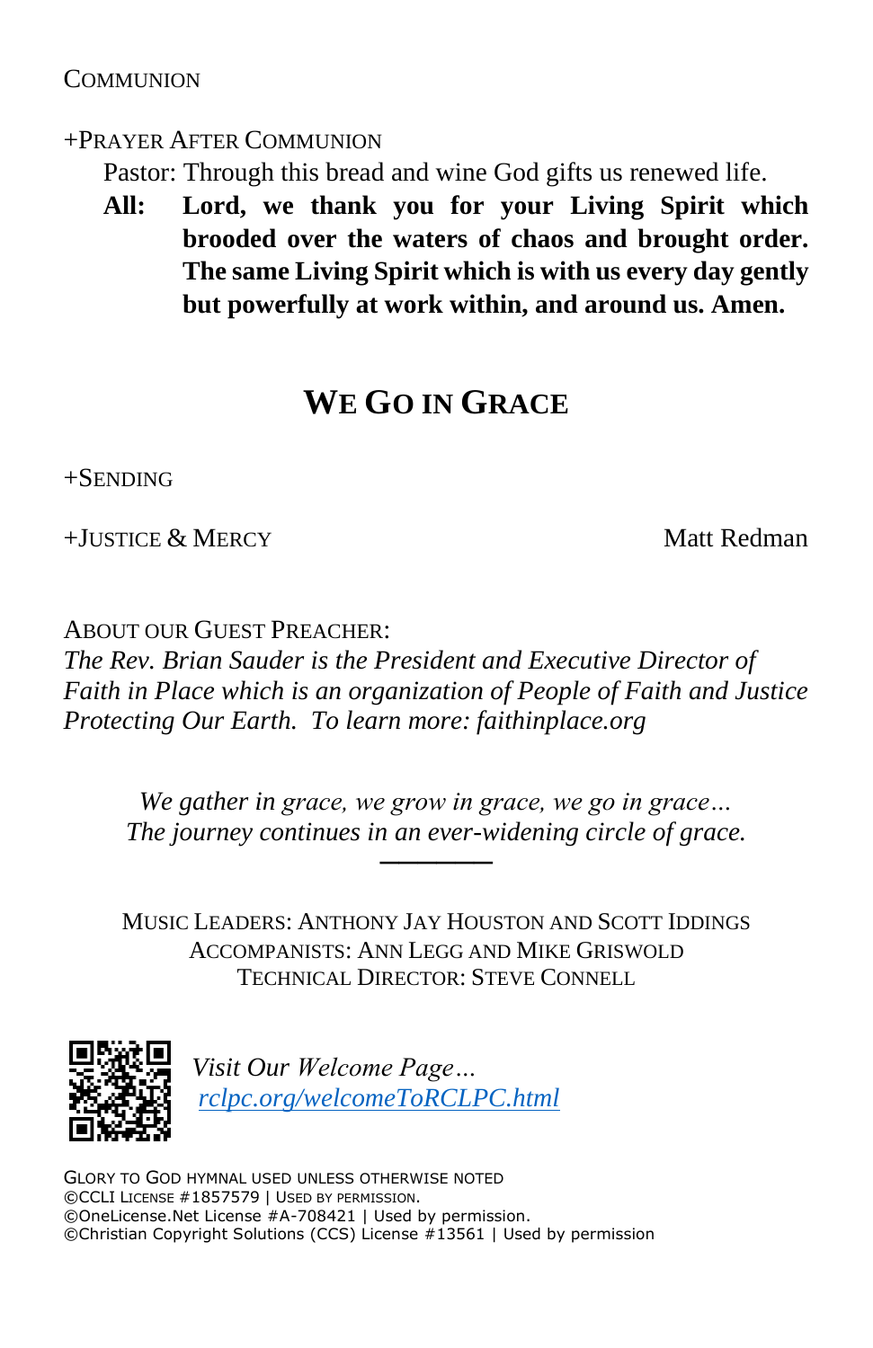COMMUNION

+PRAYER AFTER COMMUNION

Pastor: Through this bread and wine God gifts us renewed life.

**All: Lord, we thank you for your Living Spirit which brooded over the waters of chaos and brought order. The same Living Spirit which is with us every day gently but powerfully at work within, and around us. Amen.**

## WE GO IN GRACE

+SENDING

+JUSTICE & MERCY Matt Redman

ABOUT OUR GUEST PREACHER:
*The Rev. Brian Sauder is the President and Executive Director of Faith in Place which is an organization of People of Faith and Justice Protecting Our Earth. To learn more: faithinplace.org*

*We gather in grace, we grow in grace, we go in grace…*
*The journey continues in an ever-widening circle of grace.*

---

MUSIC LEADERS: ANTHONY JAY HOUSTON AND SCOTT IDDINGS
ACCOMPANISTS: ANN LEGG AND MIKE GRISWOLD
TECHNICAL DIRECTOR: STEVE CONNELL

*Visit Our Welcome Page…*
*rclpc.org/welcomeToRCLPC.html*

GLORY TO GOD HYMNAL USED UNLESS OTHERWISE NOTED
©CCLI LICENSE #1857579 | USED BY PERMISSION.
©OneLicense.Net License #A-708421 | Used by permission.
©Christian Copyright Solutions (CCS) License #13561 | Used by permission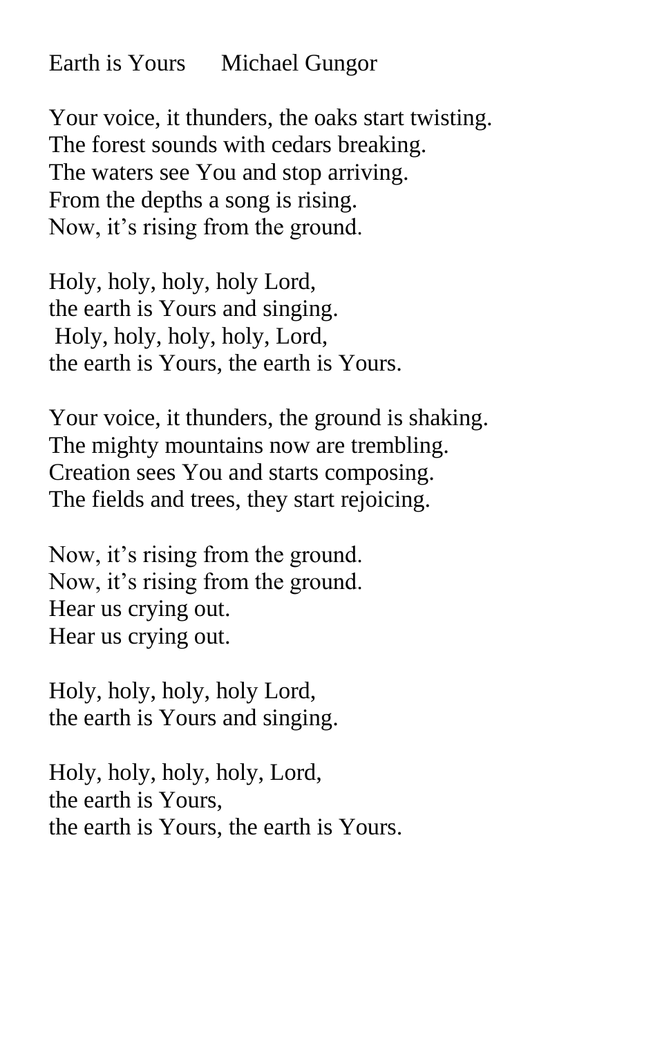Earth is Yours      Michael Gungor

Your voice, it thunders, the oaks start twisting.
The forest sounds with cedars breaking.
The waters see You and stop arriving.
From the depths a song is rising.
Now, it's rising from the ground.

Holy, holy, holy, holy Lord,
the earth is Yours and singing.
Holy, holy, holy, holy, Lord,
the earth is Yours, the earth is Yours.

Your voice, it thunders, the ground is shaking.
The mighty mountains now are trembling.
Creation sees You and starts composing.
The fields and trees, they start rejoicing.

Now, it's rising from the ground.
Now, it's rising from the ground.
Hear us crying out.
Hear us crying out.

Holy, holy, holy, holy Lord,
the earth is Yours and singing.

Holy, holy, holy, holy, Lord,
the earth is Yours,
the earth is Yours, the earth is Yours.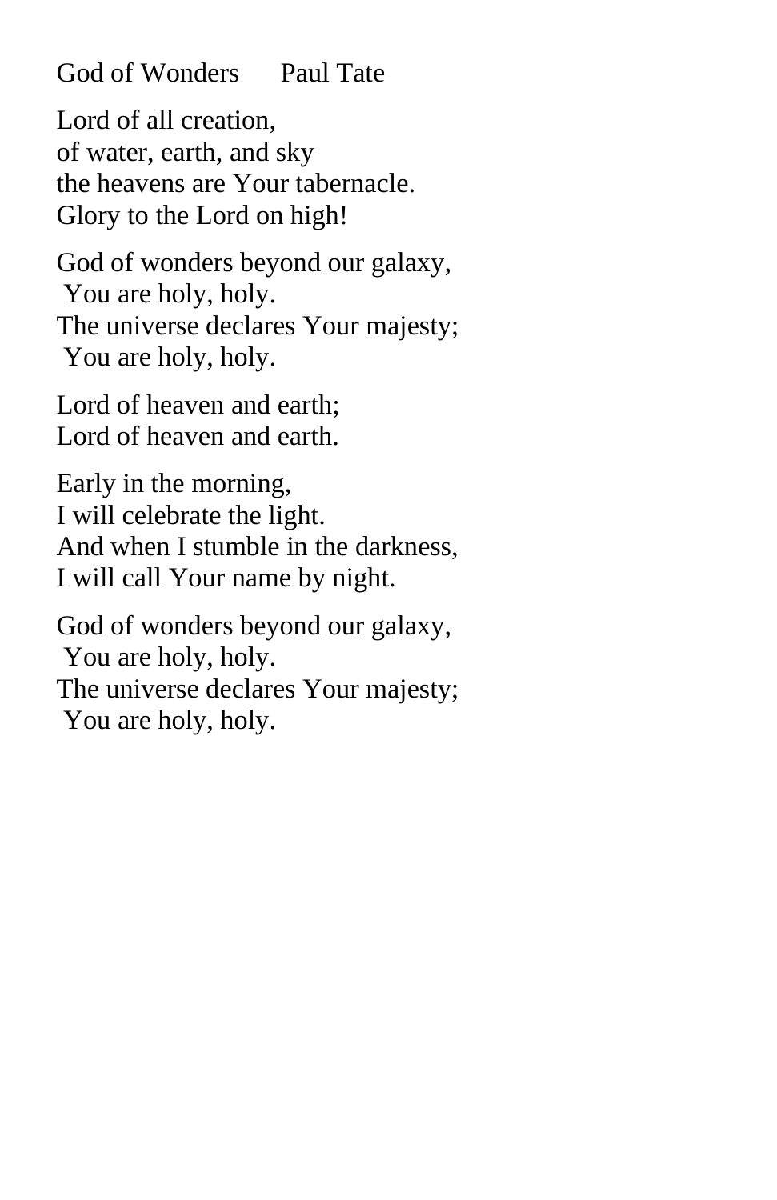God of Wonders      Paul Tate

Lord of all creation,
of water, earth, and sky
the heavens are Your tabernacle.
Glory to the Lord on high!

God of wonders beyond our galaxy,
 You are holy, holy.
The universe declares Your majesty;
 You are holy, holy.

Lord of heaven and earth;
Lord of heaven and earth.

Early in the morning,
I will celebrate the light.
And when I stumble in the darkness,
I will call Your name by night.

God of wonders beyond our galaxy,
 You are holy, holy.
The universe declares Your majesty;
 You are holy, holy.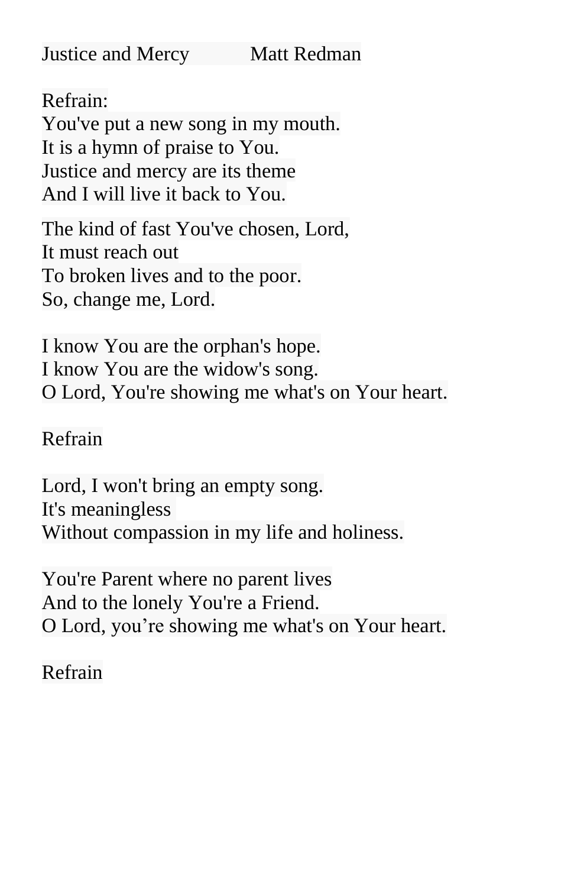Justice and Mercy Matt Redman

Refrain:
You've put a new song in my mouth.
It is a hymn of praise to You.
Justice and mercy are its theme
And I will live it back to You.

The kind of fast You've chosen, Lord,
It must reach out
To broken lives and to the poor.
So, change me, Lord.

I know You are the orphan's hope.
I know You are the widow's song.
O Lord, You're showing me what's on Your heart.

Refrain

Lord, I won't bring an empty song.
It's meaningless
Without compassion in my life and holiness.

You're Parent where no parent lives
And to the lonely You're a Friend.
O Lord, you're showing me what's on Your heart.

Refrain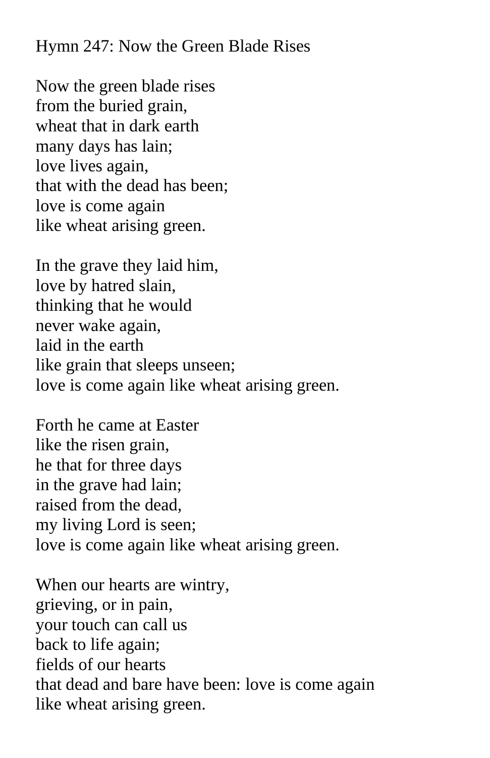Hymn 247: Now the Green Blade Rises

Now the green blade rises
from the buried grain,
wheat that in dark earth
many days has lain;
love lives again,
that with the dead has been;
love is come again
like wheat arising green.

In the grave they laid him,
love by hatred slain,
thinking that he would
never wake again,
laid in the earth
like grain that sleeps unseen;
love is come again like wheat arising green.

Forth he came at Easter
like the risen grain,
he that for three days
in the grave had lain;
raised from the dead,
my living Lord is seen;
love is come again like wheat arising green.

When our hearts are wintry,
grieving, or in pain,
your touch can call us
back to life again;
fields of our hearts
that dead and bare have been: love is come again
like wheat arising green.